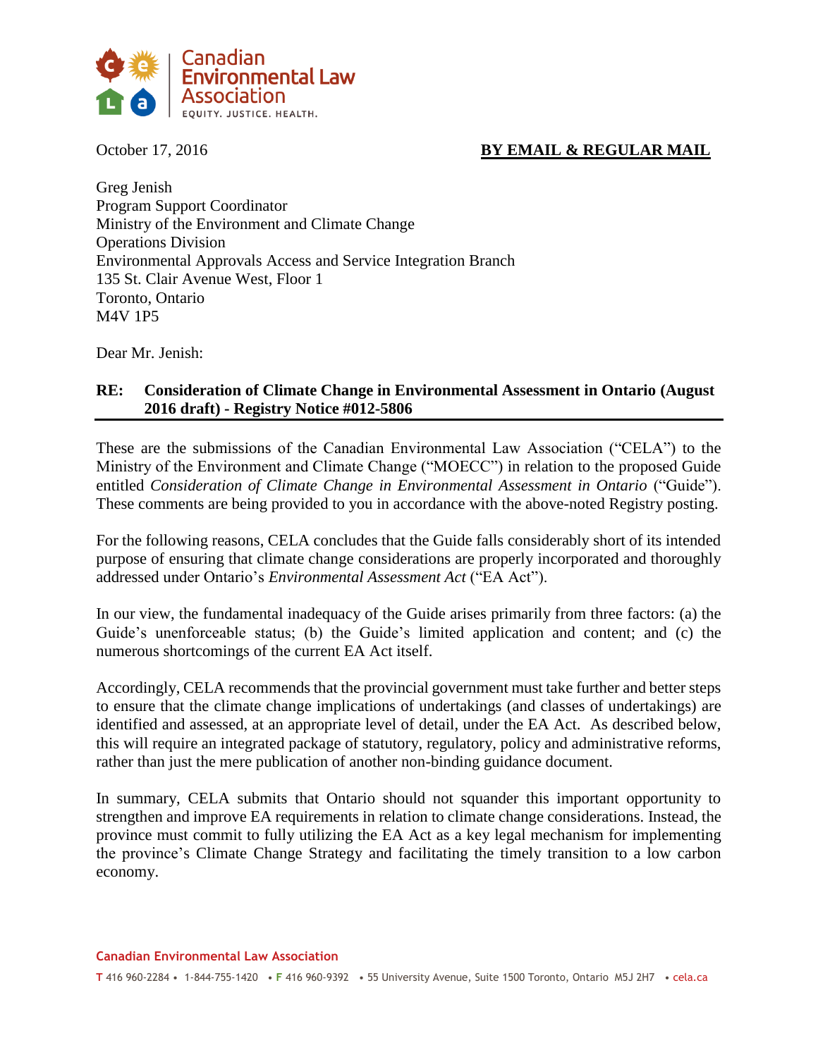Canadian Environmental Law Association

EQUITY. JUSTICE. HEALTH.

October 17, 2016

**BY EMAIL & REGULAR MAIL**

Greg Jenish
Program Support Coordinator
Ministry of the Environment and Climate Change
Operations Division
Environmental Approvals Access and Service Integration Branch
135 St. Clair Avenue West, Floor 1
Toronto, Ontario
M4V 1P5

Dear Mr. Jenish:

**RE: Consideration of Climate Change in Environmental Assessment in Ontario (August 2016 draft) - Registry Notice #012-5806**

These are the submissions of the Canadian Environmental Law Association ("CELA") to the Ministry of the Environment and Climate Change ("MOECC") in relation to the proposed Guide entitled *Consideration of Climate Change in Environmental Assessment in Ontario* ("Guide"). These comments are being provided to you in accordance with the above-noted Registry posting.

For the following reasons, CELA concludes that the Guide falls considerably short of its intended purpose of ensuring that climate change considerations are properly incorporated and thoroughly addressed under Ontario's *Environmental Assessment Act* ("EA Act").

In our view, the fundamental inadequacy of the Guide arises primarily from three factors: (a) the Guide's unenforceable status; (b) the Guide's limited application and content; and (c) the numerous shortcomings of the current EA Act itself.

Accordingly, CELA recommends that the provincial government must take further and better steps to ensure that the climate change implications of undertakings (and classes of undertakings) are identified and assessed, at an appropriate level of detail, under the EA Act. As described below, this will require an integrated package of statutory, regulatory, policy and administrative reforms, rather than just the mere publication of another non-binding guidance document.

In summary, CELA submits that Ontario should not squander this important opportunity to strengthen and improve EA requirements in relation to climate change considerations. Instead, the province must commit to fully utilizing the EA Act as a key legal mechanism for implementing the province's Climate Change Strategy and facilitating the timely transition to a low carbon economy.

Canadian Environmental Law Association

T 416 960-2284 • 1-844-755-1420 • F 416 960-9392 • 55 University Avenue, Suite 1500 Toronto, Ontario M5J 2H7 • cela.ca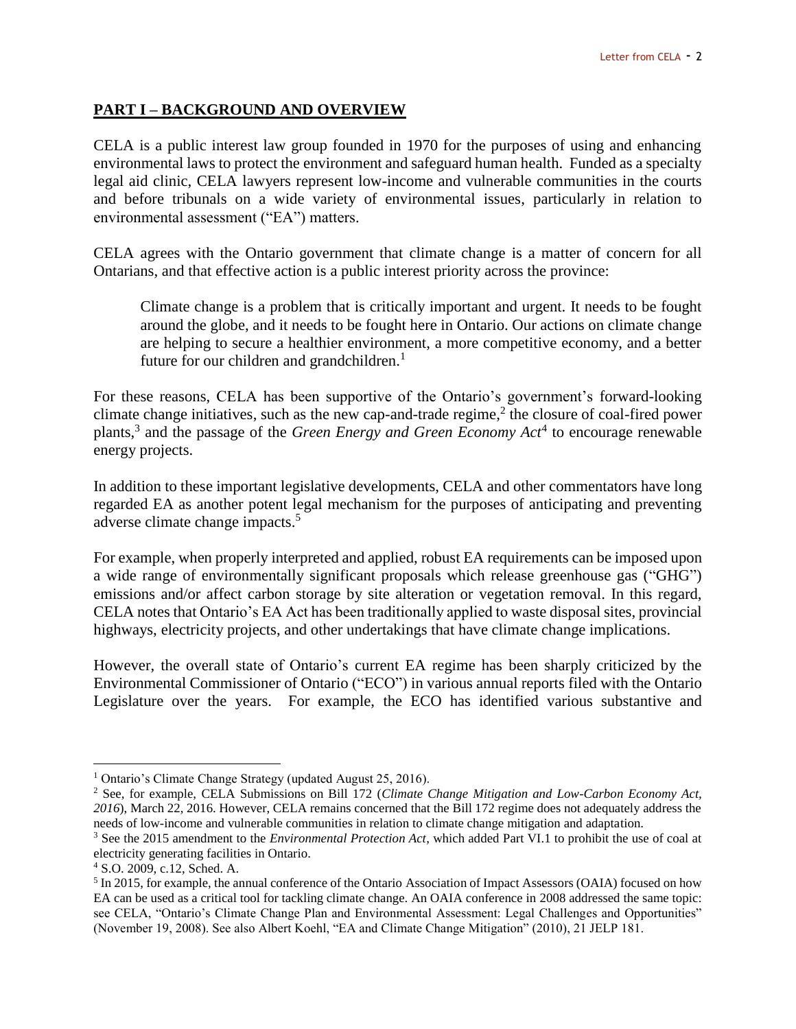## **PART I – BACKGROUND AND OVERVIEW**

CELA is a public interest law group founded in 1970 for the purposes of using and enhancing environmental laws to protect the environment and safeguard human health. Funded as a specialty legal aid clinic, CELA lawyers represent low-income and vulnerable communities in the courts and before tribunals on a wide variety of environmental issues, particularly in relation to environmental assessment ("EA") matters.

CELA agrees with the Ontario government that climate change is a matter of concern for all Ontarians, and that effective action is a public interest priority across the province:

> Climate change is a problem that is critically important and urgent. It needs to be fought around the globe, and it needs to be fought here in Ontario. Our actions on climate change are helping to secure a healthier environment, a more competitive economy, and a better future for our children and grandchildren.[1]

For these reasons, CELA has been supportive of the Ontario's government's forward-looking climate change initiatives, such as the new cap-and-trade regime,[2] the closure of coal-fired power plants,[3] and the passage of the *Green Energy and Green Economy Act*[4] to encourage renewable energy projects.

In addition to these important legislative developments, CELA and other commentators have long regarded EA as another potent legal mechanism for the purposes of anticipating and preventing adverse climate change impacts.[5]

For example, when properly interpreted and applied, robust EA requirements can be imposed upon a wide range of environmentally significant proposals which release greenhouse gas ("GHG") emissions and/or affect carbon storage by site alteration or vegetation removal. In this regard, CELA notes that Ontario's EA Act has been traditionally applied to waste disposal sites, provincial highways, electricity projects, and other undertakings that have climate change implications.

However, the overall state of Ontario's current EA regime has been sharply criticized by the Environmental Commissioner of Ontario ("ECO") in various annual reports filed with the Ontario Legislature over the years. For example, the ECO has identified various substantive and

---

[1] Ontario's Climate Change Strategy (updated August 25, 2016).

[2] See, for example, CELA Submissions on Bill 172 (*Climate Change Mitigation and Low-Carbon Economy Act, 2016*), March 22, 2016. However, CELA remains concerned that the Bill 172 regime does not adequately address the needs of low-income and vulnerable communities in relation to climate change mitigation and adaptation.

[3] See the 2015 amendment to the *Environmental Protection Act*, which added Part VI.1 to prohibit the use of coal at electricity generating facilities in Ontario.

[4] S.O. 2009, c.12, Sched. A.

[5] In 2015, for example, the annual conference of the Ontario Association of Impact Assessors (OAIA) focused on how EA can be used as a critical tool for tackling climate change. An OAIA conference in 2008 addressed the same topic: see CELA, "Ontario's Climate Change Plan and Environmental Assessment: Legal Challenges and Opportunities" (November 19, 2008). See also Albert Koehl, "EA and Climate Change Mitigation" (2010), 21 JELP 181.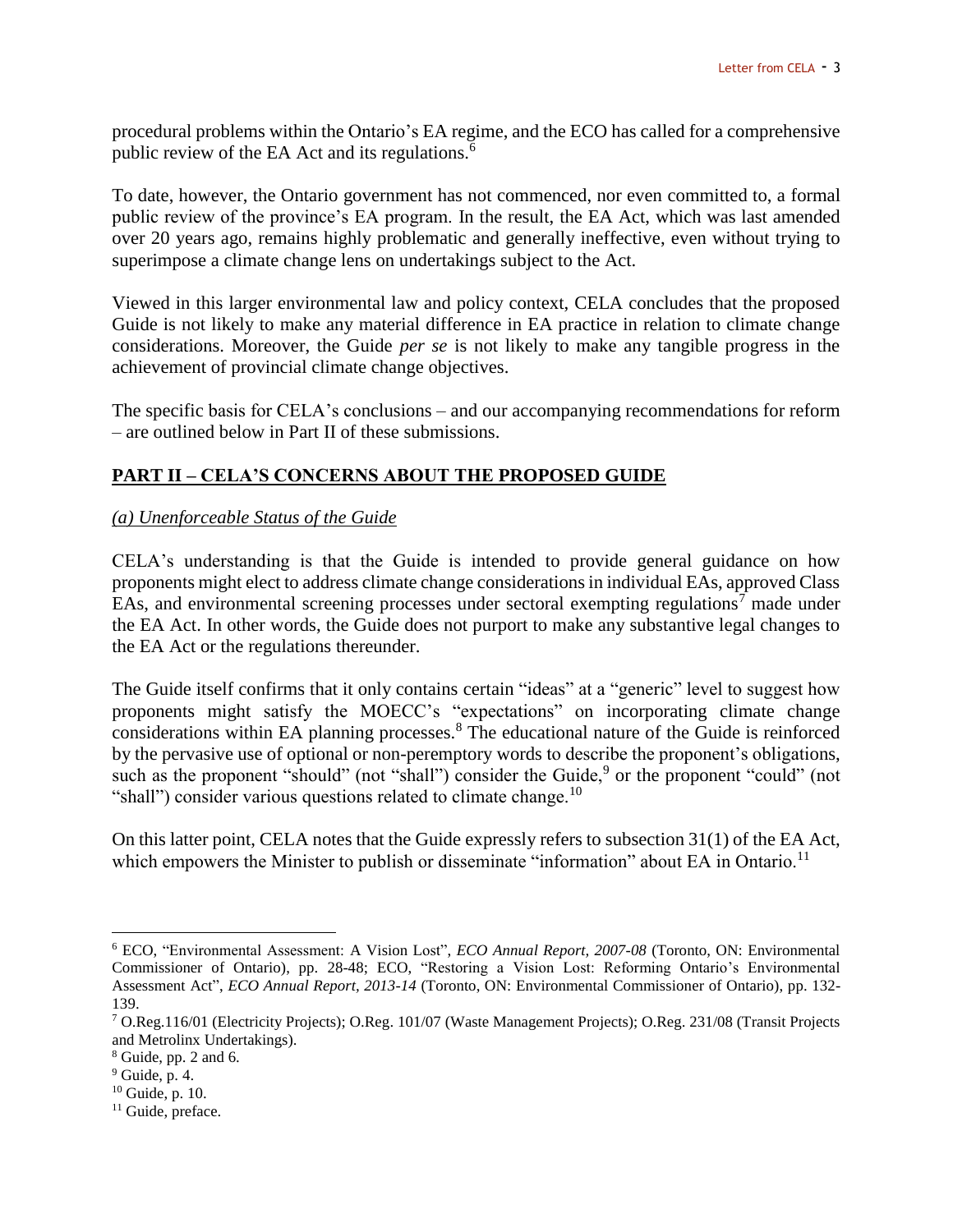procedural problems within the Ontario's EA regime, and the ECO has called for a comprehensive public review of the EA Act and its regulations.[6]

To date, however, the Ontario government has not commenced, nor even committed to, a formal public review of the province's EA program. In the result, the EA Act, which was last amended over 20 years ago, remains highly problematic and generally ineffective, even without trying to superimpose a climate change lens on undertakings subject to the Act.

Viewed in this larger environmental law and policy context, CELA concludes that the proposed Guide is not likely to make any material difference in EA practice in relation to climate change considerations. Moreover, the Guide *per se* is not likely to make any tangible progress in the achievement of provincial climate change objectives.

The specific basis for CELA's conclusions – and our accompanying recommendations for reform – are outlined below in Part II of these submissions.

## PART II – CELA'S CONCERNS ABOUT THE PROPOSED GUIDE

### *(a) Unenforceable Status of the Guide*

CELA's understanding is that the Guide is intended to provide general guidance on how proponents might elect to address climate change considerations in individual EAs, approved Class EAs, and environmental screening processes under sectoral exempting regulations[7] made under the EA Act. In other words, the Guide does not purport to make any substantive legal changes to the EA Act or the regulations thereunder.

The Guide itself confirms that it only contains certain "ideas" at a "generic" level to suggest how proponents might satisfy the MOECC's "expectations" on incorporating climate change considerations within EA planning processes.[8] The educational nature of the Guide is reinforced by the pervasive use of optional or non-peremptory words to describe the proponent's obligations, such as the proponent "should" (not "shall") consider the Guide,[9] or the proponent "could" (not "shall") consider various questions related to climate change.[10]

On this latter point, CELA notes that the Guide expressly refers to subsection 31(1) of the EA Act, which empowers the Minister to publish or disseminate "information" about EA in Ontario.[11]

---

[6] ECO, "Environmental Assessment: A Vision Lost", *ECO Annual Report, 2007-08* (Toronto, ON: Environmental Commissioner of Ontario), pp. 28-48; ECO, "Restoring a Vision Lost: Reforming Ontario's Environmental Assessment Act", *ECO Annual Report, 2013-14* (Toronto, ON: Environmental Commissioner of Ontario), pp. 132-139.

[7] O.Reg.116/01 (Electricity Projects); O.Reg. 101/07 (Waste Management Projects); O.Reg. 231/08 (Transit Projects and Metrolinx Undertakings).

[8] Guide, pp. 2 and 6.

[9] Guide, p. 4.

[10] Guide, p. 10.

[11] Guide, preface.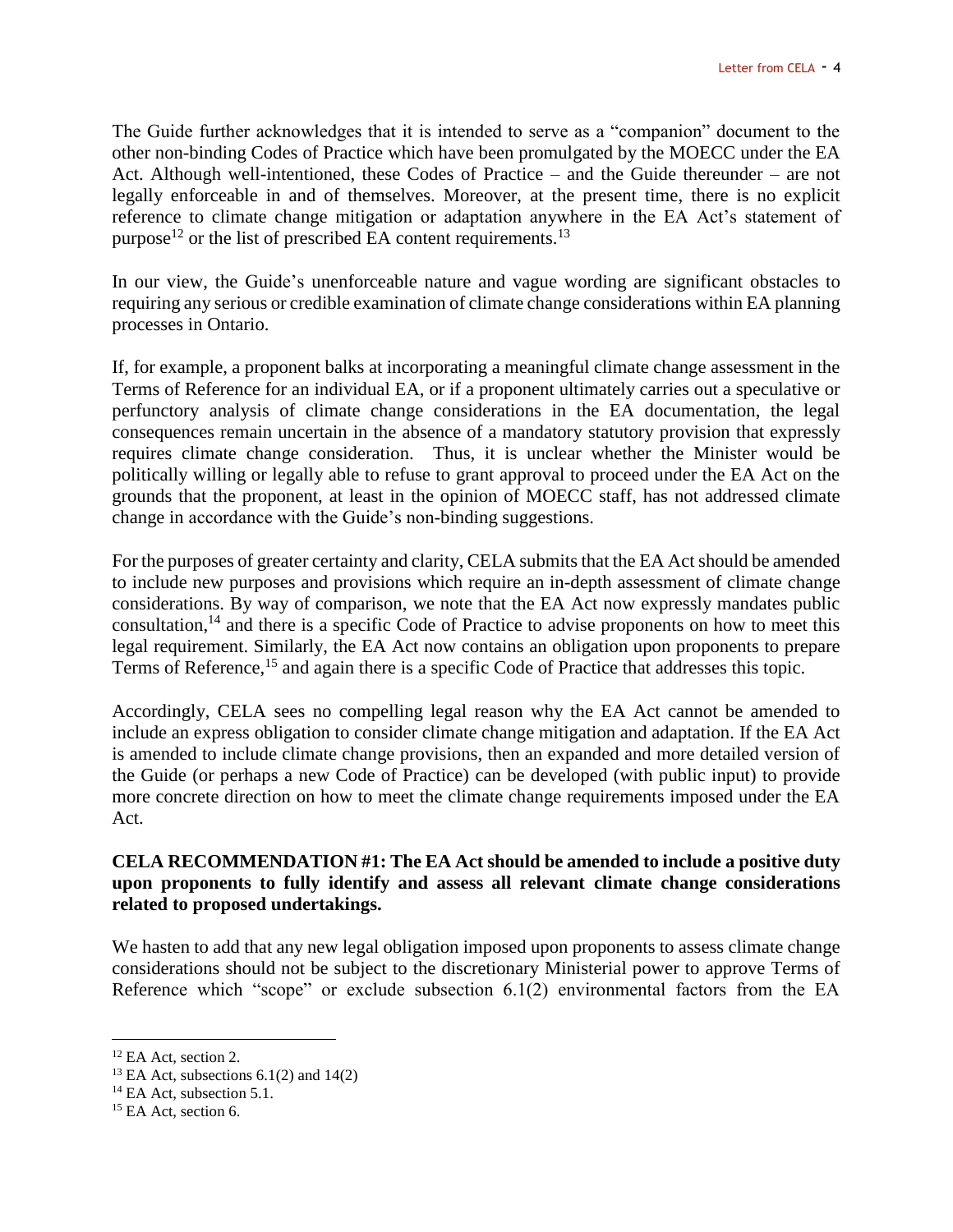The Guide further acknowledges that it is intended to serve as a "companion" document to the other non-binding Codes of Practice which have been promulgated by the MOECC under the EA Act. Although well-intentioned, these Codes of Practice – and the Guide thereunder – are not legally enforceable in and of themselves. Moreover, at the present time, there is no explicit reference to climate change mitigation or adaptation anywhere in the EA Act's statement of purpose[12] or the list of prescribed EA content requirements.[13]

In our view, the Guide's unenforceable nature and vague wording are significant obstacles to requiring any serious or credible examination of climate change considerations within EA planning processes in Ontario.

If, for example, a proponent balks at incorporating a meaningful climate change assessment in the Terms of Reference for an individual EA, or if a proponent ultimately carries out a speculative or perfunctory analysis of climate change considerations in the EA documentation, the legal consequences remain uncertain in the absence of a mandatory statutory provision that expressly requires climate change consideration. Thus, it is unclear whether the Minister would be politically willing or legally able to refuse to grant approval to proceed under the EA Act on the grounds that the proponent, at least in the opinion of MOECC staff, has not addressed climate change in accordance with the Guide's non-binding suggestions.

For the purposes of greater certainty and clarity, CELA submits that the EA Act should be amended to include new purposes and provisions which require an in-depth assessment of climate change considerations. By way of comparison, we note that the EA Act now expressly mandates public consultation,[14] and there is a specific Code of Practice to advise proponents on how to meet this legal requirement. Similarly, the EA Act now contains an obligation upon proponents to prepare Terms of Reference,[15] and again there is a specific Code of Practice that addresses this topic.

Accordingly, CELA sees no compelling legal reason why the EA Act cannot be amended to include an express obligation to consider climate change mitigation and adaptation. If the EA Act is amended to include climate change provisions, then an expanded and more detailed version of the Guide (or perhaps a new Code of Practice) can be developed (with public input) to provide more concrete direction on how to meet the climate change requirements imposed under the EA Act.

**CELA RECOMMENDATION #1: The EA Act should be amended to include a positive duty upon proponents to fully identify and assess all relevant climate change considerations related to proposed undertakings.**

We hasten to add that any new legal obligation imposed upon proponents to assess climate change considerations should not be subject to the discretionary Ministerial power to approve Terms of Reference which "scope" or exclude subsection 6.1(2) environmental factors from the EA

[12] EA Act, section 2.
[13] EA Act, subsections 6.1(2) and 14(2)
[14] EA Act, subsection 5.1.
[15] EA Act, section 6.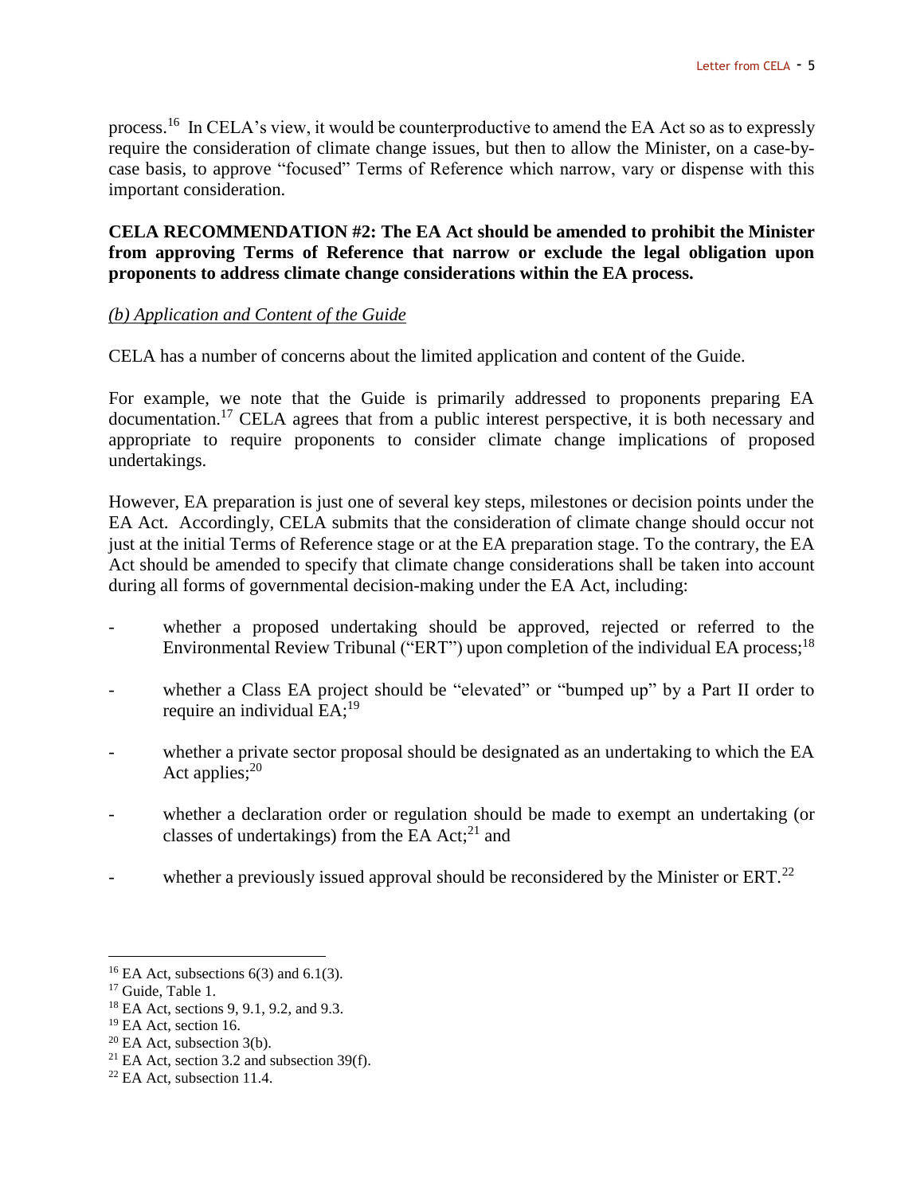process.[16] In CELA's view, it would be counterproductive to amend the EA Act so as to expressly require the consideration of climate change issues, but then to allow the Minister, on a case-by-case basis, to approve "focused" Terms of Reference which narrow, vary or dispense with this important consideration.

**CELA RECOMMENDATION #2: The EA Act should be amended to prohibit the Minister from approving Terms of Reference that narrow or exclude the legal obligation upon proponents to address climate change considerations within the EA process.**

*(b) Application and Content of the Guide*

CELA has a number of concerns about the limited application and content of the Guide.

For example, we note that the Guide is primarily addressed to proponents preparing EA documentation.[17] CELA agrees that from a public interest perspective, it is both necessary and appropriate to require proponents to consider climate change implications of proposed undertakings.

However, EA preparation is just one of several key steps, milestones or decision points under the EA Act. Accordingly, CELA submits that the consideration of climate change should occur not just at the initial Terms of Reference stage or at the EA preparation stage. To the contrary, the EA Act should be amended to specify that climate change considerations shall be taken into account during all forms of governmental decision-making under the EA Act, including:

- whether a proposed undertaking should be approved, rejected or referred to the Environmental Review Tribunal ("ERT") upon completion of the individual EA process;[18]
- whether a Class EA project should be "elevated" or "bumped up" by a Part II order to require an individual EA;[19]
- whether a private sector proposal should be designated as an undertaking to which the EA Act applies;[20]
- whether a declaration order or regulation should be made to exempt an undertaking (or classes of undertakings) from the EA Act;[21] and
- whether a previously issued approval should be reconsidered by the Minister or ERT.[22]

---

[16] EA Act, subsections 6(3) and 6.1(3).
[17] Guide, Table 1.
[18] EA Act, sections 9, 9.1, 9.2, and 9.3.
[19] EA Act, section 16.
[20] EA Act, subsection 3(b).
[21] EA Act, section 3.2 and subsection 39(f).
[22] EA Act, subsection 11.4.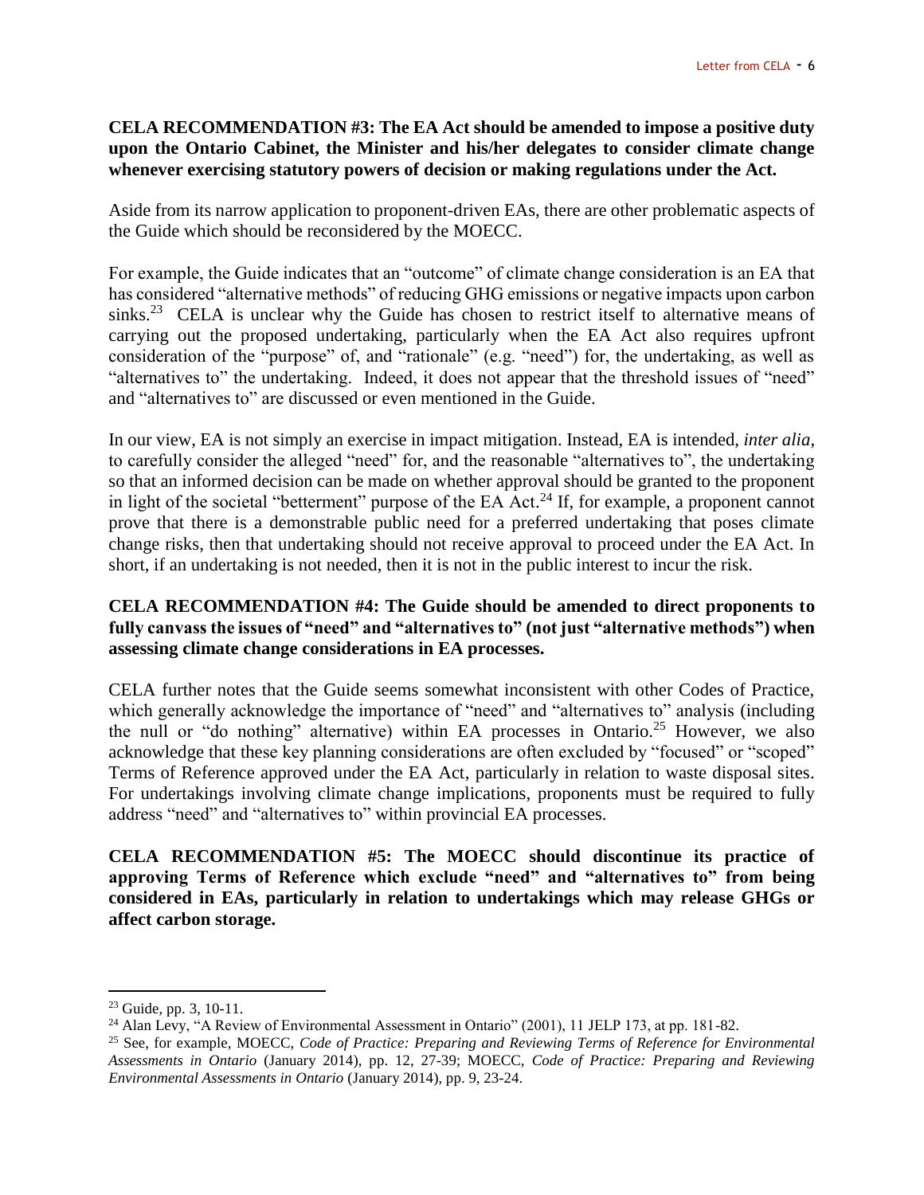**CELA RECOMMENDATION #3: The EA Act should be amended to impose a positive duty upon the Ontario Cabinet, the Minister and his/her delegates to consider climate change whenever exercising statutory powers of decision or making regulations under the Act.**

Aside from its narrow application to proponent-driven EAs, there are other problematic aspects of the Guide which should be reconsidered by the MOECC.

For example, the Guide indicates that an "outcome" of climate change consideration is an EA that has considered "alternative methods" of reducing GHG emissions or negative impacts upon carbon sinks.[23] CELA is unclear why the Guide has chosen to restrict itself to alternative means of carrying out the proposed undertaking, particularly when the EA Act also requires upfront consideration of the "purpose" of, and "rationale" (e.g. "need") for, the undertaking, as well as "alternatives to" the undertaking. Indeed, it does not appear that the threshold issues of "need" and "alternatives to" are discussed or even mentioned in the Guide.

In our view, EA is not simply an exercise in impact mitigation. Instead, EA is intended, *inter alia*, to carefully consider the alleged "need" for, and the reasonable "alternatives to", the undertaking so that an informed decision can be made on whether approval should be granted to the proponent in light of the societal "betterment" purpose of the EA Act.[24] If, for example, a proponent cannot prove that there is a demonstrable public need for a preferred undertaking that poses climate change risks, then that undertaking should not receive approval to proceed under the EA Act. In short, if an undertaking is not needed, then it is not in the public interest to incur the risk.

**CELA RECOMMENDATION #4: The Guide should be amended to direct proponents to fully canvass the issues of "need" and "alternatives to" (not just "alternative methods") when assessing climate change considerations in EA processes.**

CELA further notes that the Guide seems somewhat inconsistent with other Codes of Practice, which generally acknowledge the importance of "need" and "alternatives to" analysis (including the null or "do nothing" alternative) within EA processes in Ontario.[25] However, we also acknowledge that these key planning considerations are often excluded by "focused" or "scoped" Terms of Reference approved under the EA Act, particularly in relation to waste disposal sites. For undertakings involving climate change implications, proponents must be required to fully address "need" and "alternatives to" within provincial EA processes.

**CELA RECOMMENDATION #5: The MOECC should discontinue its practice of approving Terms of Reference which exclude "need" and "alternatives to" from being considered in EAs, particularly in relation to undertakings which may release GHGs or affect carbon storage.**

---

[23] Guide, pp. 3, 10-11.

[24] Alan Levy, "A Review of Environmental Assessment in Ontario" (2001), 11 JELP 173, at pp. 181-82.

[25] See, for example, MOECC, *Code of Practice: Preparing and Reviewing Terms of Reference for Environmental Assessments in Ontario* (January 2014), pp. 12, 27-39; MOECC, *Code of Practice: Preparing and Reviewing Environmental Assessments in Ontario* (January 2014), pp. 9, 23-24.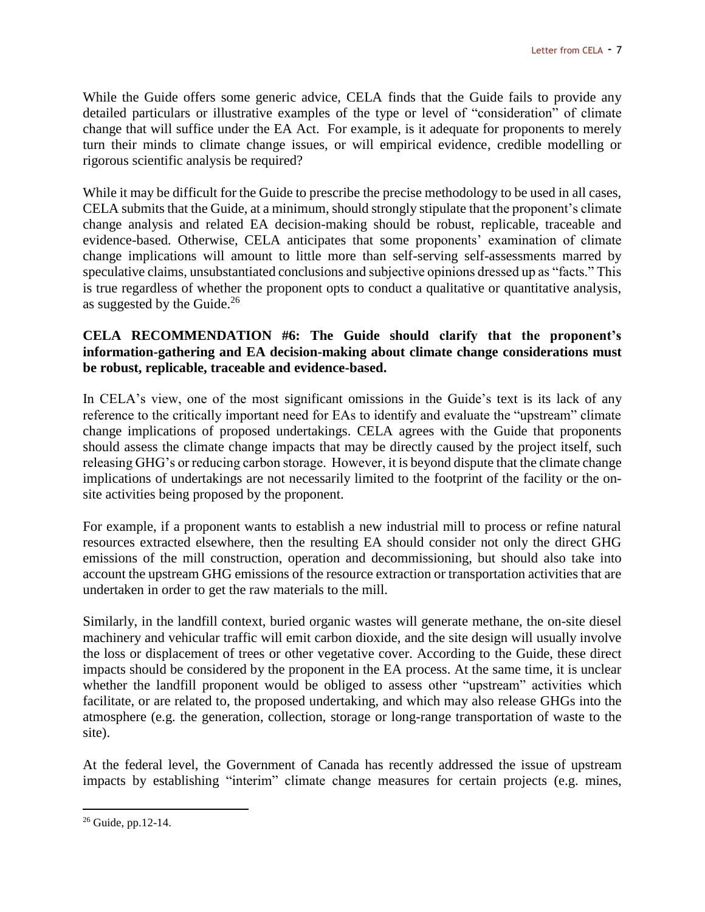While the Guide offers some generic advice, CELA finds that the Guide fails to provide any detailed particulars or illustrative examples of the type or level of "consideration" of climate change that will suffice under the EA Act. For example, is it adequate for proponents to merely turn their minds to climate change issues, or will empirical evidence, credible modelling or rigorous scientific analysis be required?

While it may be difficult for the Guide to prescribe the precise methodology to be used in all cases, CELA submits that the Guide, at a minimum, should strongly stipulate that the proponent's climate change analysis and related EA decision-making should be robust, replicable, traceable and evidence-based. Otherwise, CELA anticipates that some proponents' examination of climate change implications will amount to little more than self-serving self-assessments marred by speculative claims, unsubstantiated conclusions and subjective opinions dressed up as "facts." This is true regardless of whether the proponent opts to conduct a qualitative or quantitative analysis, as suggested by the Guide.[26]

**CELA RECOMMENDATION #6: The Guide should clarify that the proponent's information-gathering and EA decision-making about climate change considerations must be robust, replicable, traceable and evidence-based.**

In CELA's view, one of the most significant omissions in the Guide's text is its lack of any reference to the critically important need for EAs to identify and evaluate the "upstream" climate change implications of proposed undertakings. CELA agrees with the Guide that proponents should assess the climate change impacts that may be directly caused by the project itself, such releasing GHG's or reducing carbon storage. However, it is beyond dispute that the climate change implications of undertakings are not necessarily limited to the footprint of the facility or the on-site activities being proposed by the proponent.

For example, if a proponent wants to establish a new industrial mill to process or refine natural resources extracted elsewhere, then the resulting EA should consider not only the direct GHG emissions of the mill construction, operation and decommissioning, but should also take into account the upstream GHG emissions of the resource extraction or transportation activities that are undertaken in order to get the raw materials to the mill.

Similarly, in the landfill context, buried organic wastes will generate methane, the on-site diesel machinery and vehicular traffic will emit carbon dioxide, and the site design will usually involve the loss or displacement of trees or other vegetative cover. According to the Guide, these direct impacts should be considered by the proponent in the EA process. At the same time, it is unclear whether the landfill proponent would be obliged to assess other "upstream" activities which facilitate, or are related to, the proposed undertaking, and which may also release GHGs into the atmosphere (e.g. the generation, collection, storage or long-range transportation of waste to the site).

At the federal level, the Government of Canada has recently addressed the issue of upstream impacts by establishing "interim" climate change measures for certain projects (e.g. mines,

[26] Guide, pp.12-14.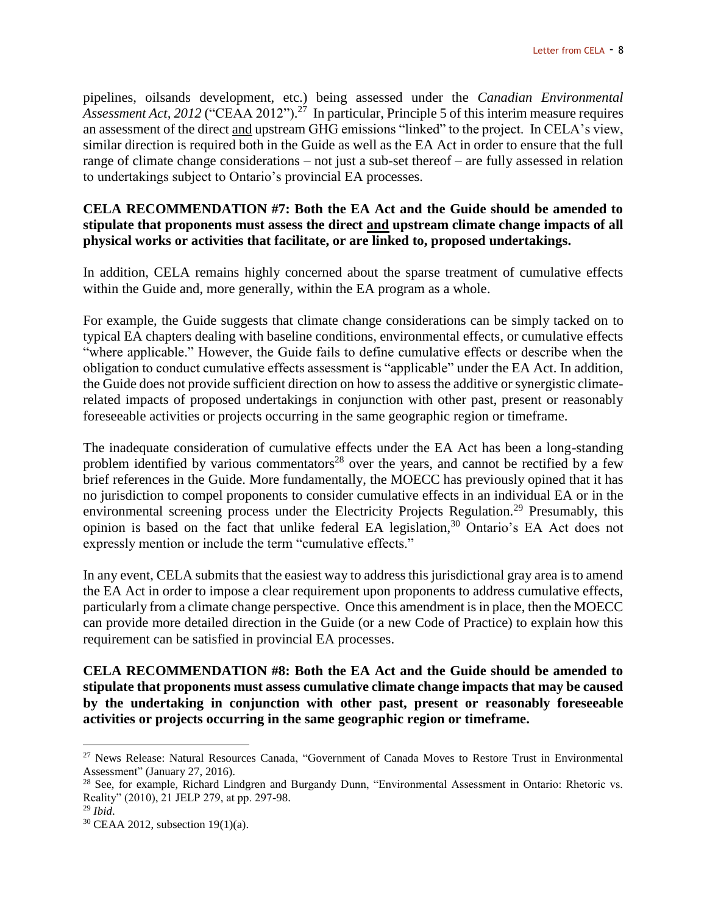pipelines, oilsands development, etc.) being assessed under the *Canadian Environmental Assessment Act, 2012* ("CEAA 2012").[27] In particular, Principle 5 of this interim measure requires an assessment of the direct and upstream GHG emissions "linked" to the project. In CELA's view, similar direction is required both in the Guide as well as the EA Act in order to ensure that the full range of climate change considerations – not just a sub-set thereof – are fully assessed in relation to undertakings subject to Ontario's provincial EA processes.

**CELA RECOMMENDATION #7: Both the EA Act and the Guide should be amended to stipulate that proponents must assess the direct and upstream climate change impacts of all physical works or activities that facilitate, or are linked to, proposed undertakings.**

In addition, CELA remains highly concerned about the sparse treatment of cumulative effects within the Guide and, more generally, within the EA program as a whole.

For example, the Guide suggests that climate change considerations can be simply tacked on to typical EA chapters dealing with baseline conditions, environmental effects, or cumulative effects "where applicable." However, the Guide fails to define cumulative effects or describe when the obligation to conduct cumulative effects assessment is "applicable" under the EA Act. In addition, the Guide does not provide sufficient direction on how to assess the additive or synergistic climate-related impacts of proposed undertakings in conjunction with other past, present or reasonably foreseeable activities or projects occurring in the same geographic region or timeframe.

The inadequate consideration of cumulative effects under the EA Act has been a long-standing problem identified by various commentators[28] over the years, and cannot be rectified by a few brief references in the Guide. More fundamentally, the MOECC has previously opined that it has no jurisdiction to compel proponents to consider cumulative effects in an individual EA or in the environmental screening process under the Electricity Projects Regulation.[29] Presumably, this opinion is based on the fact that unlike federal EA legislation,[30] Ontario's EA Act does not expressly mention or include the term "cumulative effects."

In any event, CELA submits that the easiest way to address this jurisdictional gray area is to amend the EA Act in order to impose a clear requirement upon proponents to address cumulative effects, particularly from a climate change perspective. Once this amendment is in place, then the MOECC can provide more detailed direction in the Guide (or a new Code of Practice) to explain how this requirement can be satisfied in provincial EA processes.

**CELA RECOMMENDATION #8: Both the EA Act and the Guide should be amended to stipulate that proponents must assess cumulative climate change impacts that may be caused by the undertaking in conjunction with other past, present or reasonably foreseeable activities or projects occurring in the same geographic region or timeframe.**

---

[27] News Release: Natural Resources Canada, "Government of Canada Moves to Restore Trust in Environmental Assessment" (January 27, 2016).

[28] See, for example, Richard Lindgren and Burgandy Dunn, "Environmental Assessment in Ontario: Rhetoric vs. Reality" (2010), 21 JELP 279, at pp. 297-98.

[29] *Ibid*.

[30] CEAA 2012, subsection 19(1)(a).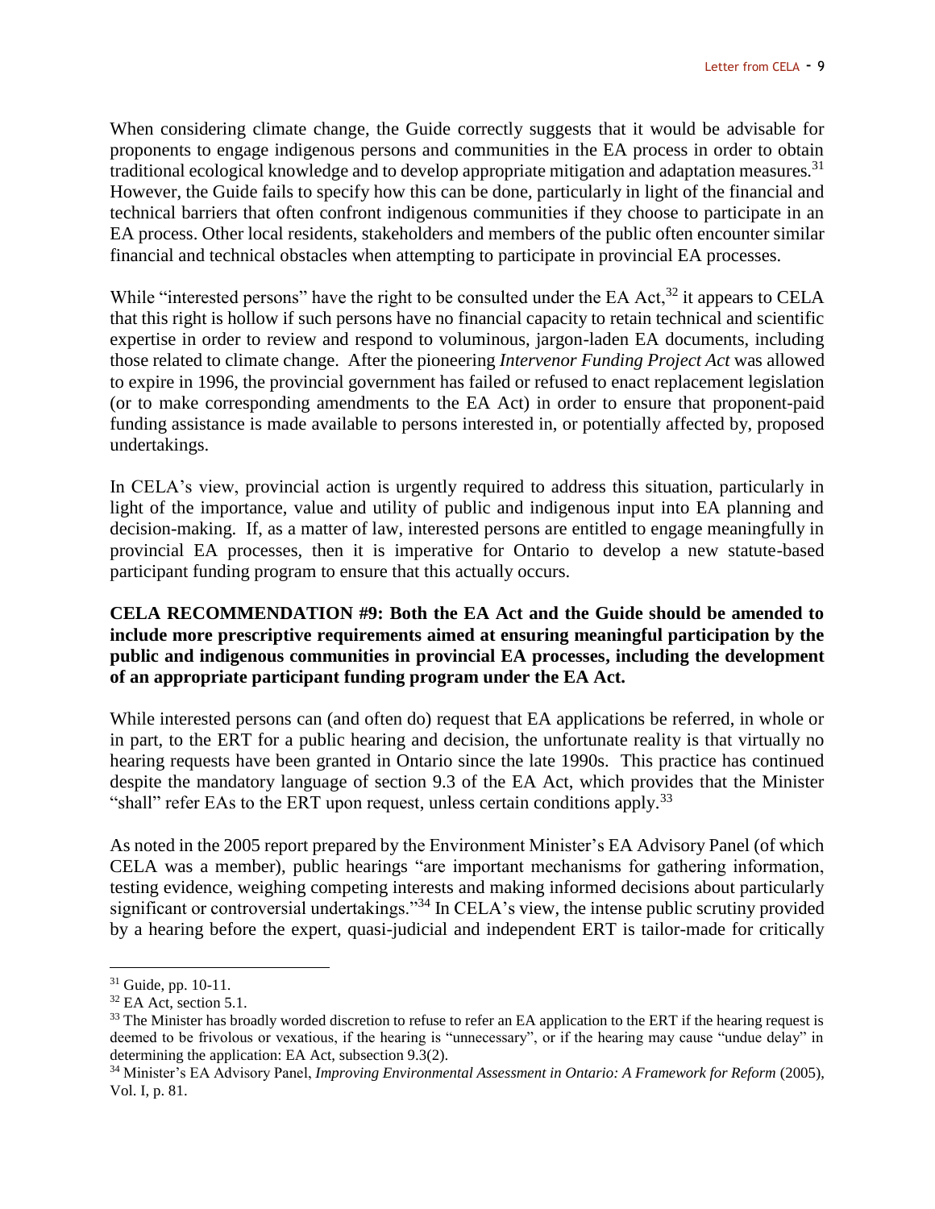When considering climate change, the Guide correctly suggests that it would be advisable for proponents to engage indigenous persons and communities in the EA process in order to obtain traditional ecological knowledge and to develop appropriate mitigation and adaptation measures.[31] However, the Guide fails to specify how this can be done, particularly in light of the financial and technical barriers that often confront indigenous communities if they choose to participate in an EA process. Other local residents, stakeholders and members of the public often encounter similar financial and technical obstacles when attempting to participate in provincial EA processes.

While "interested persons" have the right to be consulted under the EA Act,[32] it appears to CELA that this right is hollow if such persons have no financial capacity to retain technical and scientific expertise in order to review and respond to voluminous, jargon-laden EA documents, including those related to climate change. After the pioneering *Intervenor Funding Project Act* was allowed to expire in 1996, the provincial government has failed or refused to enact replacement legislation (or to make corresponding amendments to the EA Act) in order to ensure that proponent-paid funding assistance is made available to persons interested in, or potentially affected by, proposed undertakings.

In CELA's view, provincial action is urgently required to address this situation, particularly in light of the importance, value and utility of public and indigenous input into EA planning and decision-making. If, as a matter of law, interested persons are entitled to engage meaningfully in provincial EA processes, then it is imperative for Ontario to develop a new statute-based participant funding program to ensure that this actually occurs.

**CELA RECOMMENDATION #9: Both the EA Act and the Guide should be amended to include more prescriptive requirements aimed at ensuring meaningful participation by the public and indigenous communities in provincial EA processes, including the development of an appropriate participant funding program under the EA Act.**

While interested persons can (and often do) request that EA applications be referred, in whole or in part, to the ERT for a public hearing and decision, the unfortunate reality is that virtually no hearing requests have been granted in Ontario since the late 1990s. This practice has continued despite the mandatory language of section 9.3 of the EA Act, which provides that the Minister "shall" refer EAs to the ERT upon request, unless certain conditions apply.[33]

As noted in the 2005 report prepared by the Environment Minister's EA Advisory Panel (of which CELA was a member), public hearings "are important mechanisms for gathering information, testing evidence, weighing competing interests and making informed decisions about particularly significant or controversial undertakings."[34] In CELA's view, the intense public scrutiny provided by a hearing before the expert, quasi-judicial and independent ERT is tailor-made for critically

---

[31] Guide, pp. 10-11.

[32] EA Act, section 5.1.

[33] The Minister has broadly worded discretion to refuse to refer an EA application to the ERT if the hearing request is deemed to be frivolous or vexatious, if the hearing is "unnecessary", or if the hearing may cause "undue delay" in determining the application: EA Act, subsection 9.3(2).

[34] Minister's EA Advisory Panel, *Improving Environmental Assessment in Ontario: A Framework for Reform* (2005), Vol. I, p. 81.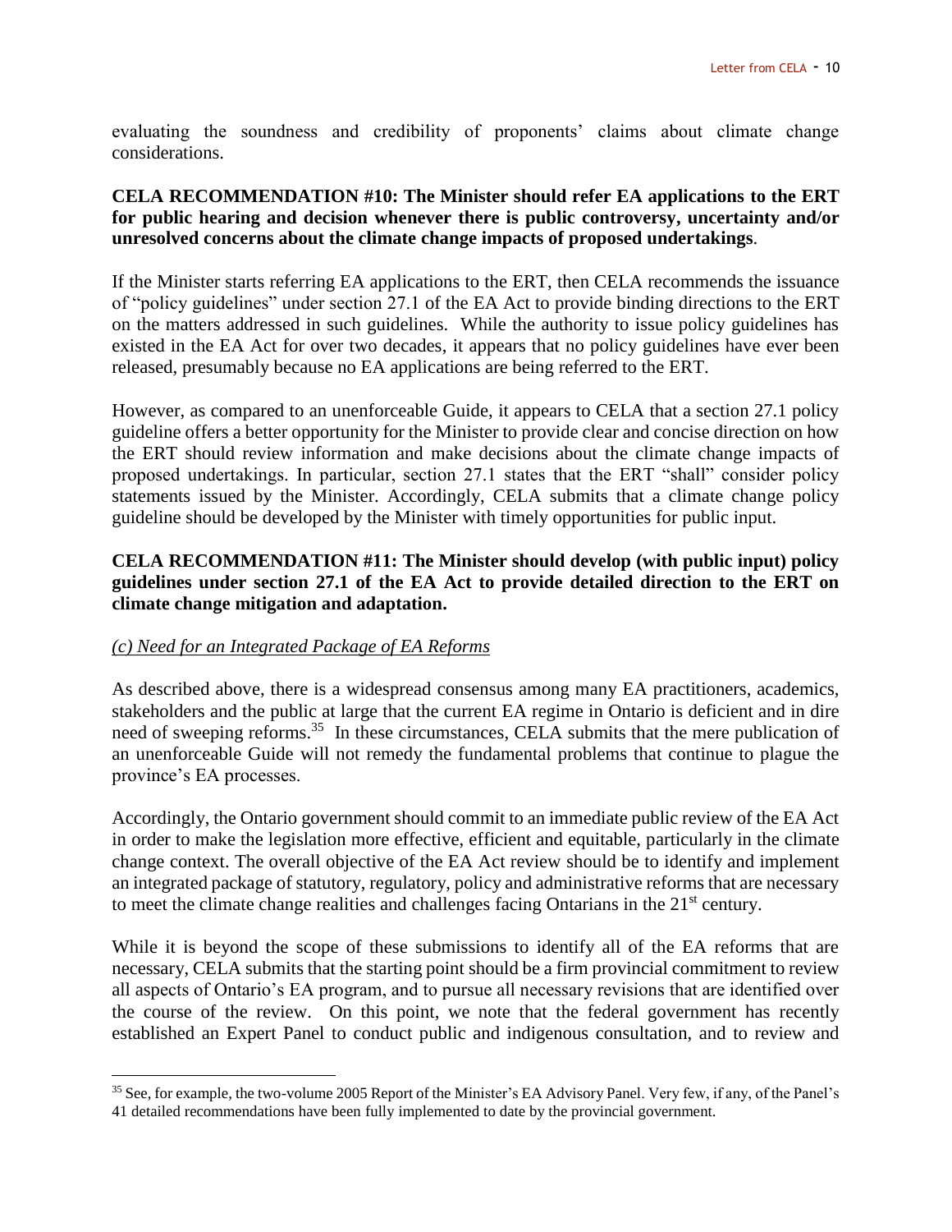evaluating the soundness and credibility of proponents' claims about climate change considerations.

**CELA RECOMMENDATION #10: The Minister should refer EA applications to the ERT for public hearing and decision whenever there is public controversy, uncertainty and/or unresolved concerns about the climate change impacts of proposed undertakings**.

If the Minister starts referring EA applications to the ERT, then CELA recommends the issuance of "policy guidelines" under section 27.1 of the EA Act to provide binding directions to the ERT on the matters addressed in such guidelines. While the authority to issue policy guidelines has existed in the EA Act for over two decades, it appears that no policy guidelines have ever been released, presumably because no EA applications are being referred to the ERT.

However, as compared to an unenforceable Guide, it appears to CELA that a section 27.1 policy guideline offers a better opportunity for the Minister to provide clear and concise direction on how the ERT should review information and make decisions about the climate change impacts of proposed undertakings. In particular, section 27.1 states that the ERT "shall" consider policy statements issued by the Minister. Accordingly, CELA submits that a climate change policy guideline should be developed by the Minister with timely opportunities for public input.

**CELA RECOMMENDATION #11: The Minister should develop (with public input) policy guidelines under section 27.1 of the EA Act to provide detailed direction to the ERT on climate change mitigation and adaptation.**

*(c) Need for an Integrated Package of EA Reforms*

As described above, there is a widespread consensus among many EA practitioners, academics, stakeholders and the public at large that the current EA regime in Ontario is deficient and in dire need of sweeping reforms.[35] In these circumstances, CELA submits that the mere publication of an unenforceable Guide will not remedy the fundamental problems that continue to plague the province's EA processes.

Accordingly, the Ontario government should commit to an immediate public review of the EA Act in order to make the legislation more effective, efficient and equitable, particularly in the climate change context. The overall objective of the EA Act review should be to identify and implement an integrated package of statutory, regulatory, policy and administrative reforms that are necessary to meet the climate change realities and challenges facing Ontarians in the 21st century.

While it is beyond the scope of these submissions to identify all of the EA reforms that are necessary, CELA submits that the starting point should be a firm provincial commitment to review all aspects of Ontario's EA program, and to pursue all necessary revisions that are identified over the course of the review. On this point, we note that the federal government has recently established an Expert Panel to conduct public and indigenous consultation, and to review and

---

[35] See, for example, the two-volume 2005 Report of the Minister's EA Advisory Panel. Very few, if any, of the Panel's 41 detailed recommendations have been fully implemented to date by the provincial government.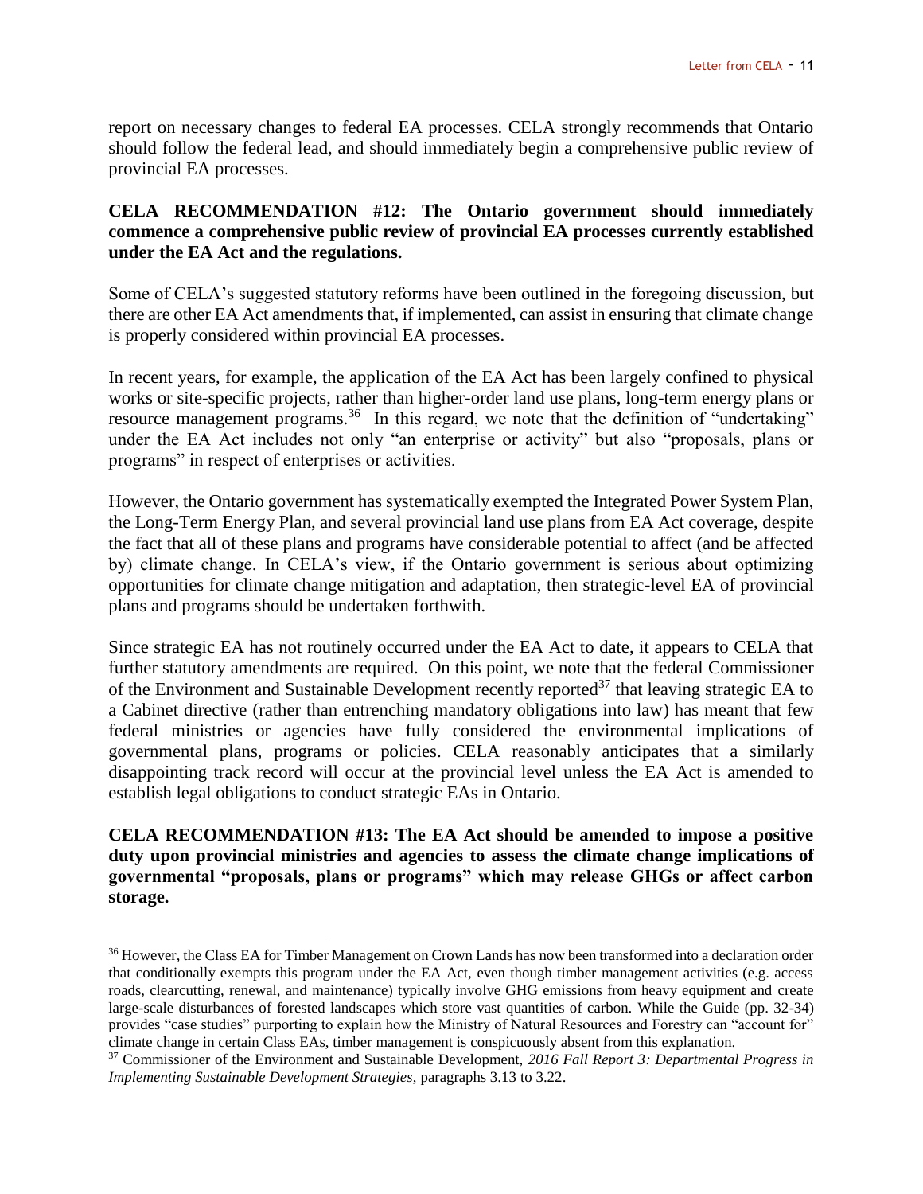report on necessary changes to federal EA processes. CELA strongly recommends that Ontario should follow the federal lead, and should immediately begin a comprehensive public review of provincial EA processes.

**CELA RECOMMENDATION #12: The Ontario government should immediately commence a comprehensive public review of provincial EA processes currently established under the EA Act and the regulations.**

Some of CELA's suggested statutory reforms have been outlined in the foregoing discussion, but there are other EA Act amendments that, if implemented, can assist in ensuring that climate change is properly considered within provincial EA processes.

In recent years, for example, the application of the EA Act has been largely confined to physical works or site-specific projects, rather than higher-order land use plans, long-term energy plans or resource management programs.[36] In this regard, we note that the definition of "undertaking" under the EA Act includes not only "an enterprise or activity" but also "proposals, plans or programs" in respect of enterprises or activities.

However, the Ontario government has systematically exempted the Integrated Power System Plan, the Long-Term Energy Plan, and several provincial land use plans from EA Act coverage, despite the fact that all of these plans and programs have considerable potential to affect (and be affected by) climate change. In CELA's view, if the Ontario government is serious about optimizing opportunities for climate change mitigation and adaptation, then strategic-level EA of provincial plans and programs should be undertaken forthwith.

Since strategic EA has not routinely occurred under the EA Act to date, it appears to CELA that further statutory amendments are required. On this point, we note that the federal Commissioner of the Environment and Sustainable Development recently reported[37] that leaving strategic EA to a Cabinet directive (rather than entrenching mandatory obligations into law) has meant that few federal ministries or agencies have fully considered the environmental implications of governmental plans, programs or policies. CELA reasonably anticipates that a similarly disappointing track record will occur at the provincial level unless the EA Act is amended to establish legal obligations to conduct strategic EAs in Ontario.

**CELA RECOMMENDATION #13: The EA Act should be amended to impose a positive duty upon provincial ministries and agencies to assess the climate change implications of governmental "proposals, plans or programs" which may release GHGs or affect carbon storage.**

---

[36] However, the Class EA for Timber Management on Crown Lands has now been transformed into a declaration order that conditionally exempts this program under the EA Act, even though timber management activities (e.g. access roads, clearcutting, renewal, and maintenance) typically involve GHG emissions from heavy equipment and create large-scale disturbances of forested landscapes which store vast quantities of carbon. While the Guide (pp. 32-34) provides "case studies" purporting to explain how the Ministry of Natural Resources and Forestry can "account for" climate change in certain Class EAs, timber management is conspicuously absent from this explanation.

[37] Commissioner of the Environment and Sustainable Development, *2016 Fall Report 3: Departmental Progress in Implementing Sustainable Development Strategies*, paragraphs 3.13 to 3.22.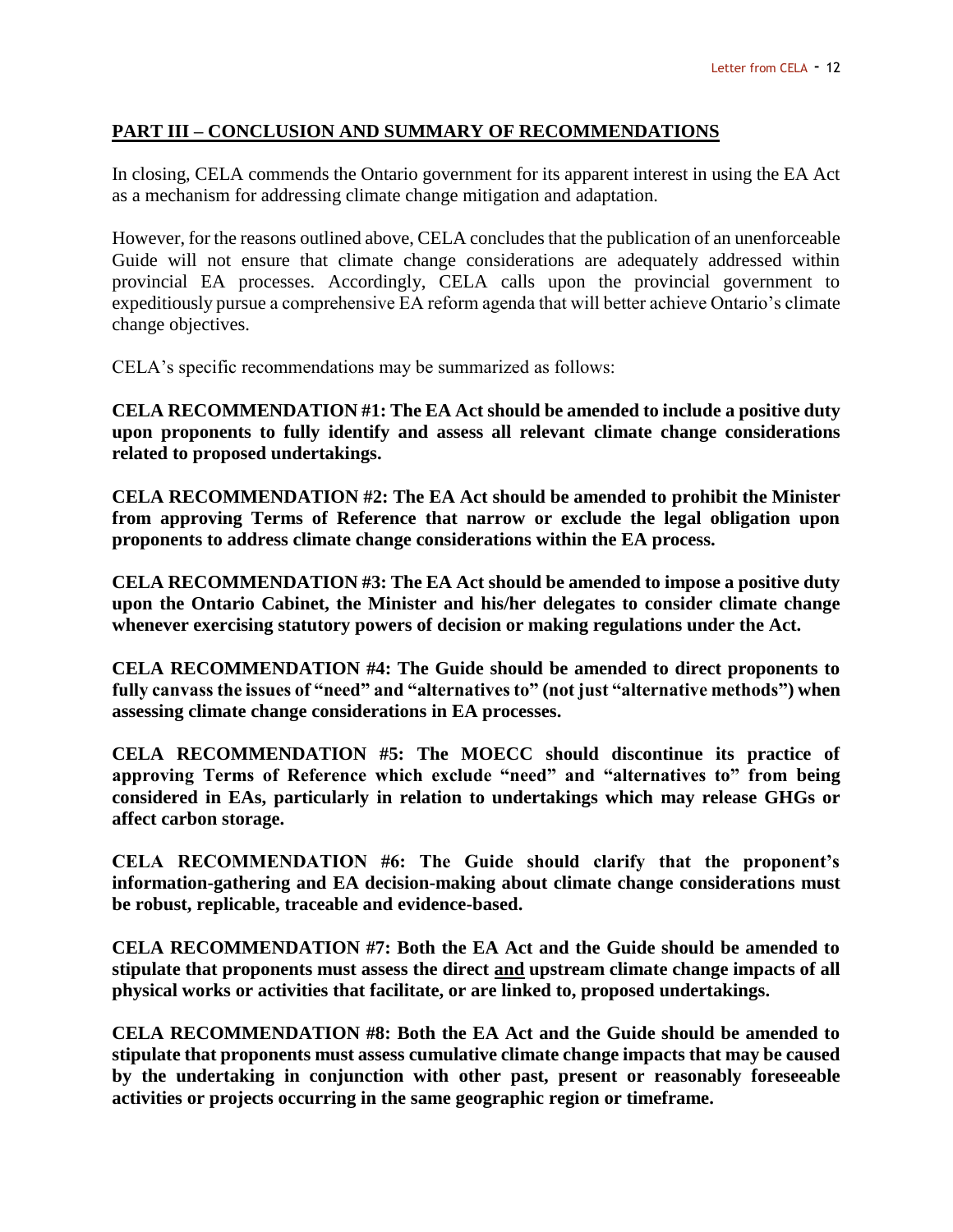## PART III – CONCLUSION AND SUMMARY OF RECOMMENDATIONS

In closing, CELA commends the Ontario government for its apparent interest in using the EA Act as a mechanism for addressing climate change mitigation and adaptation.

However, for the reasons outlined above, CELA concludes that the publication of an unenforceable Guide will not ensure that climate change considerations are adequately addressed within provincial EA processes. Accordingly, CELA calls upon the provincial government to expeditiously pursue a comprehensive EA reform agenda that will better achieve Ontario's climate change objectives.

CELA's specific recommendations may be summarized as follows:

**CELA RECOMMENDATION #1: The EA Act should be amended to include a positive duty upon proponents to fully identify and assess all relevant climate change considerations related to proposed undertakings.**

**CELA RECOMMENDATION #2: The EA Act should be amended to prohibit the Minister from approving Terms of Reference that narrow or exclude the legal obligation upon proponents to address climate change considerations within the EA process.**

**CELA RECOMMENDATION #3: The EA Act should be amended to impose a positive duty upon the Ontario Cabinet, the Minister and his/her delegates to consider climate change whenever exercising statutory powers of decision or making regulations under the Act.**

**CELA RECOMMENDATION #4: The Guide should be amended to direct proponents to fully canvass the issues of "need" and "alternatives to" (not just "alternative methods") when assessing climate change considerations in EA processes.**

**CELA RECOMMENDATION #5: The MOECC should discontinue its practice of approving Terms of Reference which exclude "need" and "alternatives to" from being considered in EAs, particularly in relation to undertakings which may release GHGs or affect carbon storage.**

**CELA RECOMMENDATION #6: The Guide should clarify that the proponent's information-gathering and EA decision-making about climate change considerations must be robust, replicable, traceable and evidence-based.**

**CELA RECOMMENDATION #7: Both the EA Act and the Guide should be amended to stipulate that proponents must assess the direct <u>and</u> upstream climate change impacts of all physical works or activities that facilitate, or are linked to, proposed undertakings.**

**CELA RECOMMENDATION #8: Both the EA Act and the Guide should be amended to stipulate that proponents must assess cumulative climate change impacts that may be caused by the undertaking in conjunction with other past, present or reasonably foreseeable activities or projects occurring in the same geographic region or timeframe.**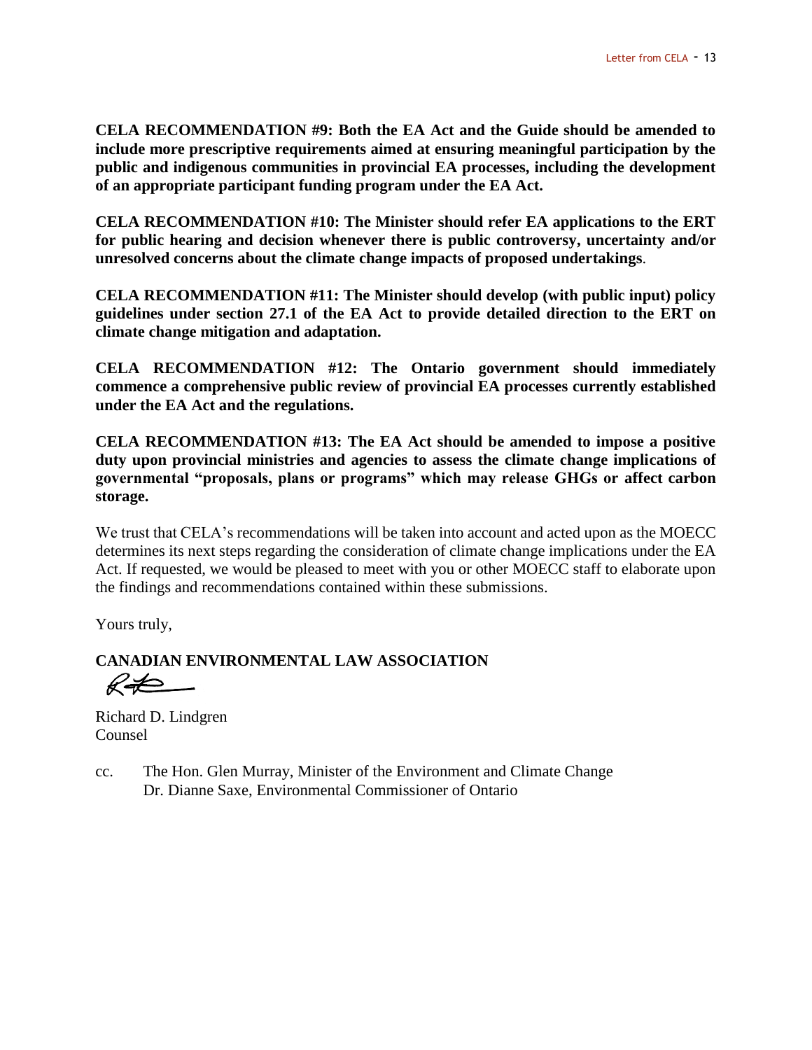**CELA RECOMMENDATION #9: Both the EA Act and the Guide should be amended to include more prescriptive requirements aimed at ensuring meaningful participation by the public and indigenous communities in provincial EA processes, including the development of an appropriate participant funding program under the EA Act.**

**CELA RECOMMENDATION #10: The Minister should refer EA applications to the ERT for public hearing and decision whenever there is public controversy, uncertainty and/or unresolved concerns about the climate change impacts of proposed undertakings**.

**CELA RECOMMENDATION #11: The Minister should develop (with public input) policy guidelines under section 27.1 of the EA Act to provide detailed direction to the ERT on climate change mitigation and adaptation.**

**CELA RECOMMENDATION #12: The Ontario government should immediately commence a comprehensive public review of provincial EA processes currently established under the EA Act and the regulations.**

**CELA RECOMMENDATION #13: The EA Act should be amended to impose a positive duty upon provincial ministries and agencies to assess the climate change implications of governmental "proposals, plans or programs" which may release GHGs or affect carbon storage.**

We trust that CELA's recommendations will be taken into account and acted upon as the MOECC determines its next steps regarding the consideration of climate change implications under the EA Act. If requested, we would be pleased to meet with you or other MOECC staff to elaborate upon the findings and recommendations contained within these submissions.

Yours truly,

**CANADIAN ENVIRONMENTAL LAW ASSOCIATION**

Richard D. Lindgren
Counsel

cc. The Hon. Glen Murray, Minister of the Environment and Climate Change
Dr. Dianne Saxe, Environmental Commissioner of Ontario